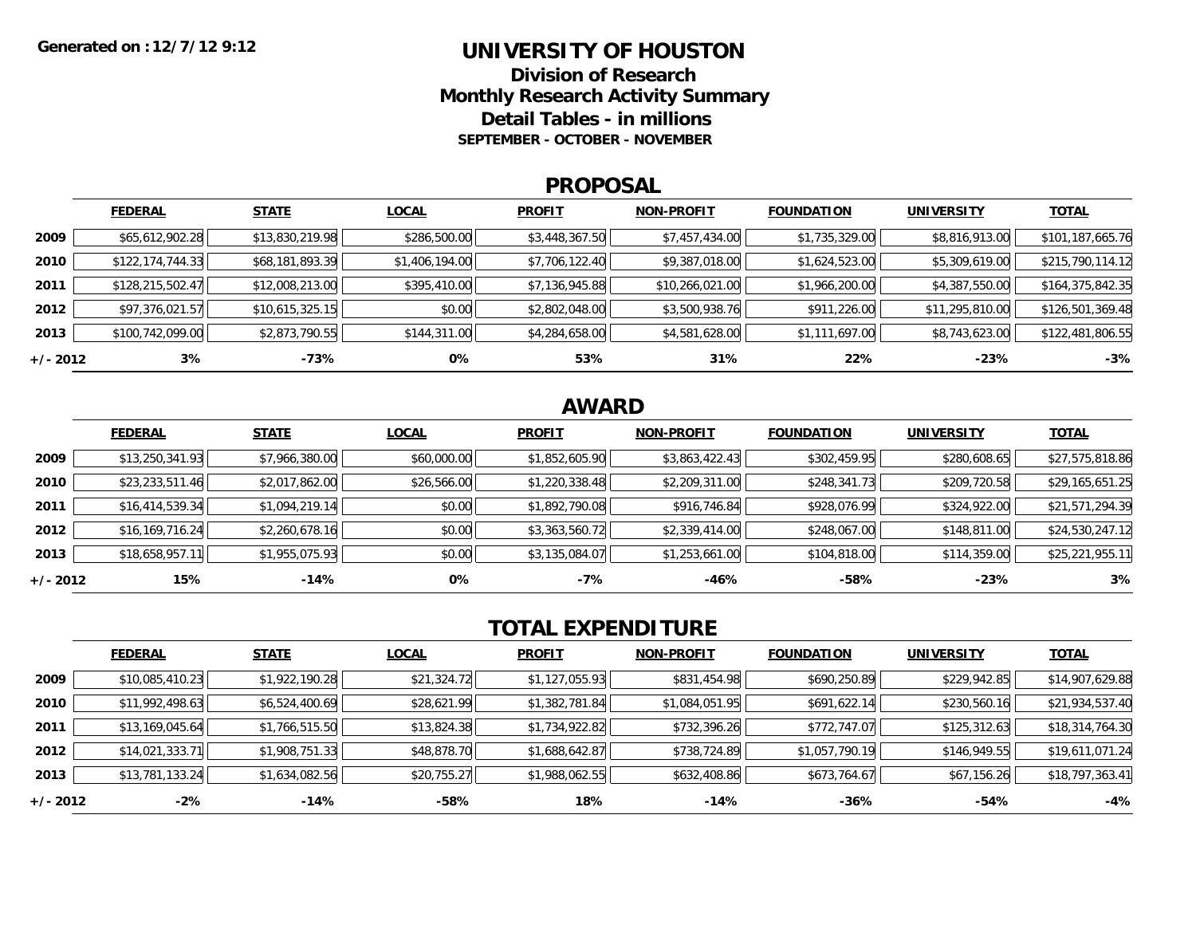**Generated on :12/7/12 9:12**

# UNIVERSITY OF HOUSTON

## Division of Research
## Monthly Research Activity Summary
## Detail Tables - in millions
### SEPTEMBER - OCTOBER - NOVEMBER

## PROPOSAL

| | FEDERAL | STATE | LOCAL | PROFIT | NON-PROFIT | FOUNDATION | UNIVERSITY | TOTAL |
|---|---|---|---|---|---|---|---|---|
| 2009 | $65,612,902.28 | $13,830,219.98 | $286,500.00 | $3,448,367.50 | $7,457,434.00 | $1,735,329.00 | $8,816,913.00 | $101,187,665.76 |
| 2010 | $122,174,744.33 | $68,181,893.39 | $1,406,194.00 | $7,706,122.40 | $9,387,018.00 | $1,624,523.00 | $5,309,619.00 | $215,790,114.12 |
| 2011 | $128,215,502.47 | $12,008,213.00 | $395,410.00 | $7,136,945.88 | $10,266,021.00 | $1,966,200.00 | $4,387,550.00 | $164,375,842.35 |
| 2012 | $97,376,021.57 | $10,615,325.15 | $0.00 | $2,802,048.00 | $3,500,938.76 | $911,226.00 | $11,295,810.00 | $126,501,369.48 |
| 2013 | $100,742,099.00 | $2,873,790.55 | $144,311.00 | $4,284,658.00 | $4,581,628.00 | $1,111,697.00 | $8,743,623.00 | $122,481,806.55 |
| +/- 2012 | 3% | -73% | 0% | 53% | 31% | 22% | -23% | -3% |

## AWARD

| | FEDERAL | STATE | LOCAL | PROFIT | NON-PROFIT | FOUNDATION | UNIVERSITY | TOTAL |
|---|---|---|---|---|---|---|---|---|
| 2009 | $13,250,341.93 | $7,966,380.00 | $60,000.00 | $1,852,605.90 | $3,863,422.43 | $302,459.95 | $280,608.65 | $27,575,818.86 |
| 2010 | $23,233,511.46 | $2,017,862.00 | $26,566.00 | $1,220,338.48 | $2,209,311.00 | $248,341.73 | $209,720.58 | $29,165,651.25 |
| 2011 | $16,414,539.34 | $1,094,219.14 | $0.00 | $1,892,790.08 | $916,746.84 | $928,076.99 | $324,922.00 | $21,571,294.39 |
| 2012 | $16,169,716.24 | $2,260,678.16 | $0.00 | $3,363,560.72 | $2,339,414.00 | $248,067.00 | $148,811.00 | $24,530,247.12 |
| 2013 | $18,658,957.11 | $1,955,075.93 | $0.00 | $3,135,084.07 | $1,253,661.00 | $104,818.00 | $114,359.00 | $25,221,955.11 |
| +/- 2012 | 15% | -14% | 0% | -7% | -46% | -58% | -23% | 3% |

## TOTAL EXPENDITURE

| | FEDERAL | STATE | LOCAL | PROFIT | NON-PROFIT | FOUNDATION | UNIVERSITY | TOTAL |
|---|---|---|---|---|---|---|---|---|
| 2009 | $10,085,410.23 | $1,922,190.28 | $21,324.72 | $1,127,055.93 | $831,454.98 | $690,250.89 | $229,942.85 | $14,907,629.88 |
| 2010 | $11,992,498.63 | $6,524,400.69 | $28,621.99 | $1,382,781.84 | $1,084,051.95 | $691,622.14 | $230,560.16 | $21,934,537.40 |
| 2011 | $13,169,045.64 | $1,766,515.50 | $13,824.38 | $1,734,922.82 | $732,396.26 | $772,747.07 | $125,312.63 | $18,314,764.30 |
| 2012 | $14,021,333.71 | $1,908,751.33 | $48,878.70 | $1,688,642.87 | $738,724.89 | $1,057,790.19 | $146,949.55 | $19,611,071.24 |
| 2013 | $13,781,133.24 | $1,634,082.56 | $20,755.27 | $1,988,062.55 | $632,408.86 | $673,764.67 | $67,156.26 | $18,797,363.41 |
| +/- 2012 | -2% | -14% | -58% | 18% | -14% | -36% | -54% | -4% |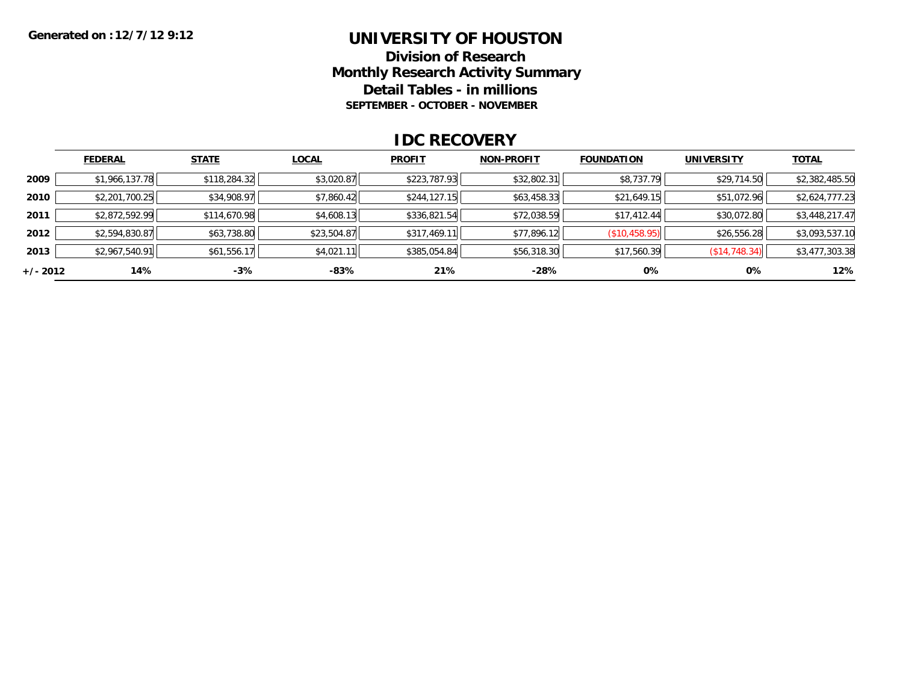Generated on :12/7/12 9:12

# UNIVERSITY OF HOUSTON

## Division of Research

## Monthly Research Activity Summary

## Detail Tables - in millions

### SEPTEMBER - OCTOBER - NOVEMBER

## IDC RECOVERY

| | FEDERAL | STATE | LOCAL | PROFIT | NON-PROFIT | FOUNDATION | UNIVERSITY | TOTAL |
|---|---|---|---|---|---|---|---|---|
| 2009 | $1,966,137.78 | $118,284.32 | $3,020.87 | $223,787.93 | $32,802.31 | $8,737.79 | $29,714.50 | $2,382,485.50 |
| 2010 | $2,201,700.25 | $34,908.97 | $7,860.42 | $244,127.15 | $63,458.33 | $21,649.15 | $51,072.96 | $2,624,777.23 |
| 2011 | $2,872,592.99 | $114,670.98 | $4,608.13 | $336,821.54 | $72,038.59 | $17,412.44 | $30,072.80 | $3,448,217.47 |
| 2012 | $2,594,830.87 | $63,738.80 | $23,504.87 | $317,469.11 | $77,896.12 | ($10,458.95) | $26,556.28 | $3,093,537.10 |
| 2013 | $2,967,540.91 | $61,556.17 | $4,021.11 | $385,054.84 | $56,318.30 | $17,560.39 | ($14,748.34) | $3,477,303.38 |
| +/- 2012 | 14% | -3% | -83% | 21% | -28% | 0% | 0% | 12% |